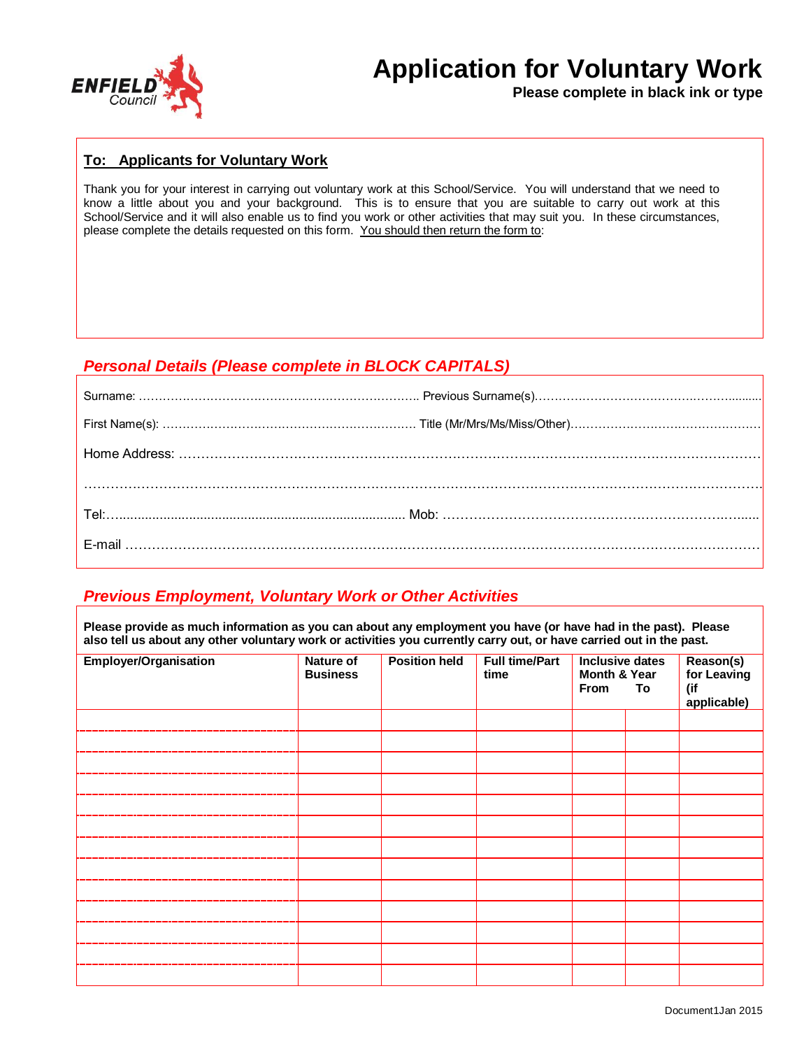ENFIELD Council

# Application for Voluntary Work

**Please complete in black ink or type**

**To: Applicants for Voluntary Work**

Thank you for your interest in carrying out voluntary work at this School/Service. You will understand that we need to know a little about you and your background. This is to ensure that you are suitable to carry out work at this School/Service and it will also enable us to find you work or other activities that may suit you. In these circumstances, please complete the details requested on this form. You should then return the form to:

## *Personal Details (Please complete in BLOCK CAPITALS)*

Surname: …………………………………………………………….. Previous Surname(s)……………………………………………….........

First Name(s): ………………………………………………………. Title (Mr/Mrs/Ms/Miss/Other)………………………………………….

Home Address: ……………………………………………………………………………………………………………………………

……………………………………………………………………………………………………………………………………………….

Tel:…............................................................................... Mob: ………………………………………………………….…......

E-mail ……………………………………………………………………………………………………………………………………

## *Previous Employment, Voluntary Work or Other Activities*

**Please provide as much information as you can about any employment you have (or have had in the past). Please also tell us about any other voluntary work or activities you currently carry out, or have carried out in the past.**

| Employer/Organisation | Nature of Business | Position held | Full time/Part time | Inclusive dates Month & Year From | To | Reason(s) for Leaving (if applicable) |
|---|---|---|---|---|---|---|
| | | | | | | |
| | | | | | | |
| | | | | | | |
| | | | | | | |
| | | | | | | |
| | | | | | | |
| | | | | | | |
| | | | | | | |
| | | | | | | |
| | | | | | | |
| | | | | | | |
| | | | | | | |
| | | | | | | |

Document1Jan 2015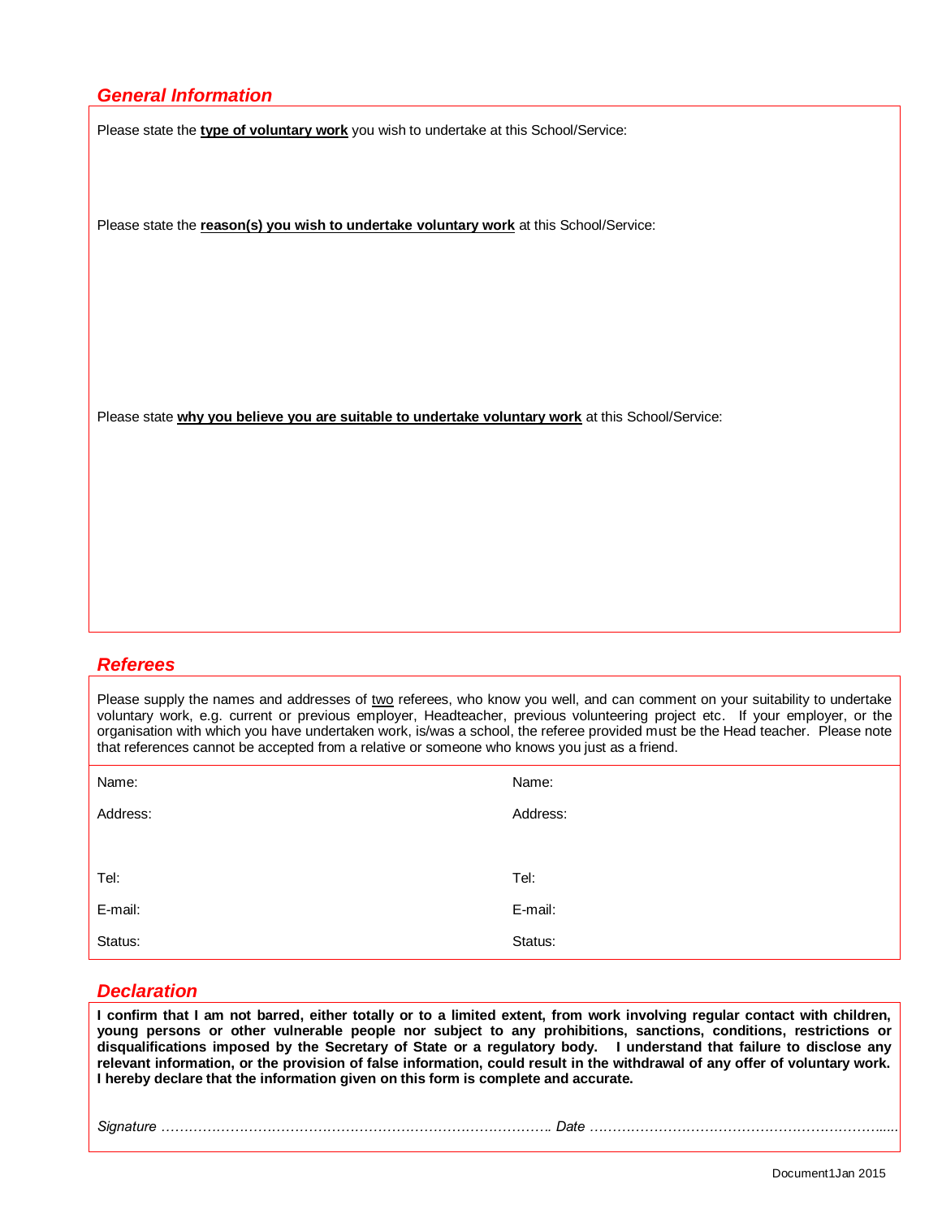## *General Information*

Please state the **type of voluntary work** you wish to undertake at this School/Service:

Please state the **reason(s) you wish to undertake voluntary work** at this School/Service:

Please state **why you believe you are suitable to undertake voluntary work** at this School/Service:

## *Referees*

Please supply the names and addresses of two referees, who know you well, and can comment on your suitability to undertake voluntary work, e.g. current or previous employer, Headteacher, previous volunteering project etc. If your employer, or the organisation with which you have undertaken work, is/was a school, the referee provided must be the Head teacher. Please note that references cannot be accepted from a relative or someone who knows you just as a friend.

| | |
|---|---|
| Name: | Name: |
| Address: | Address: |
| Tel: | Tel: |
| E-mail: | E-mail: |
| Status: | Status: |

## *Declaration*

**I confirm that I am not barred, either totally or to a limited extent, from work involving regular contact with children, young persons or other vulnerable people nor subject to any prohibitions, sanctions, conditions, restrictions or disqualifications imposed by the Secretary of State or a regulatory body. I understand that failure to disclose any relevant information, or the provision of false information, could result in the withdrawal of any offer of voluntary work. I hereby declare that the information given on this form is complete and accurate.**

*Signature* ………………………………………………………………………….. *Date* ………………………………………………………......

Document1Jan 2015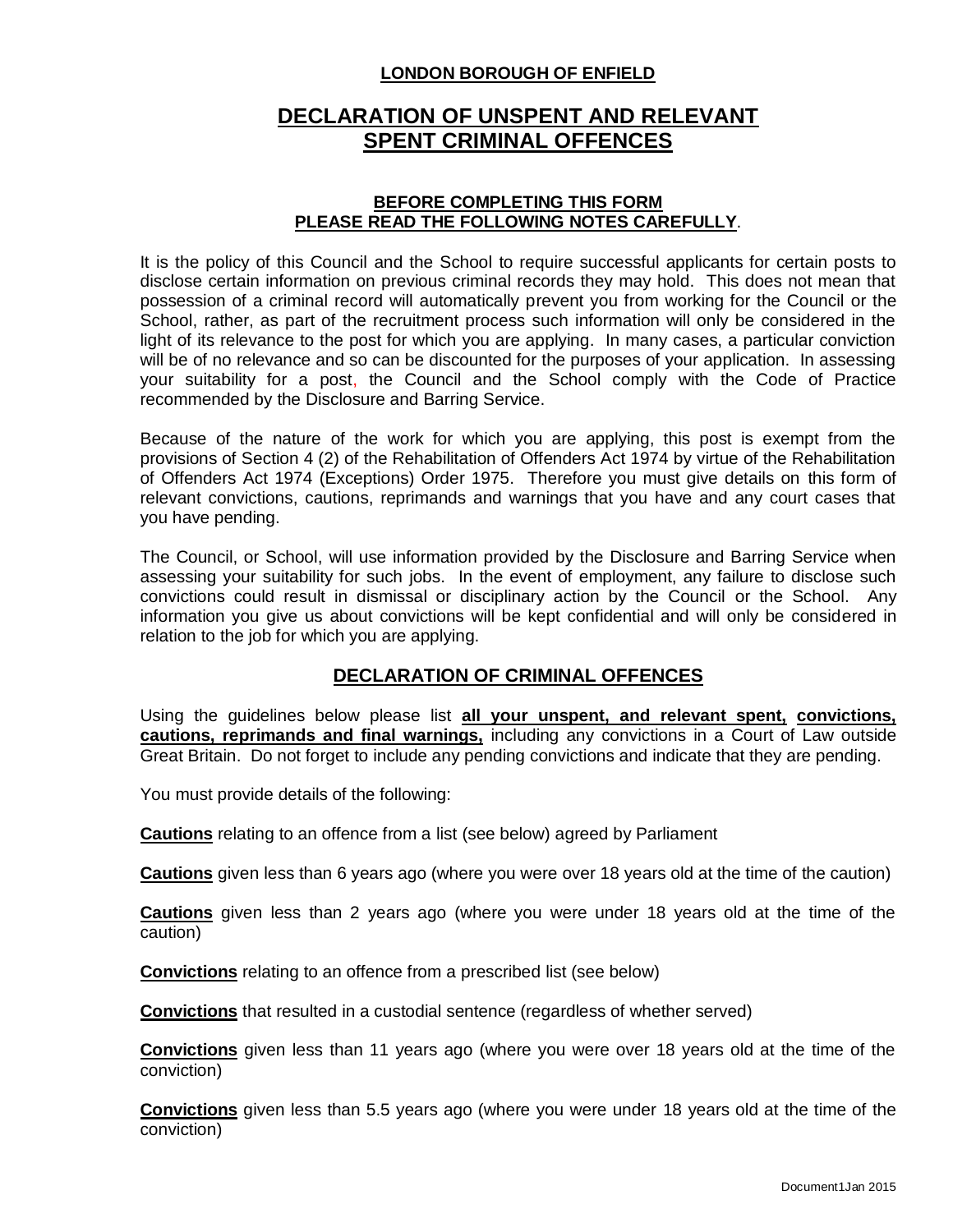**LONDON BOROUGH OF ENFIELD**

# DECLARATION OF UNSPENT AND RELEVANT SPENT CRIMINAL OFFENCES

**BEFORE COMPLETING THIS FORM**
**PLEASE READ THE FOLLOWING NOTES CAREFULLY**.

It is the policy of this Council and the School to require successful applicants for certain posts to disclose certain information on previous criminal records they may hold. This does not mean that possession of a criminal record will automatically prevent you from working for the Council or the School, rather, as part of the recruitment process such information will only be considered in the light of its relevance to the post for which you are applying. In many cases, a particular conviction will be of no relevance and so can be discounted for the purposes of your application. In assessing your suitability for a post, the Council and the School comply with the Code of Practice recommended by the Disclosure and Barring Service.

Because of the nature of the work for which you are applying, this post is exempt from the provisions of Section 4 (2) of the Rehabilitation of Offenders Act 1974 by virtue of the Rehabilitation of Offenders Act 1974 (Exceptions) Order 1975. Therefore you must give details on this form of relevant convictions, cautions, reprimands and warnings that you have and any court cases that you have pending.

The Council, or School, will use information provided by the Disclosure and Barring Service when assessing your suitability for such jobs. In the event of employment, any failure to disclose such convictions could result in dismissal or disciplinary action by the Council or the School. Any information you give us about convictions will be kept confidential and will only be considered in relation to the job for which you are applying.

## DECLARATION OF CRIMINAL OFFENCES

Using the guidelines below please list **all your unspent, and relevant spent, convictions, cautions, reprimands and final warnings,** including any convictions in a Court of Law outside Great Britain. Do not forget to include any pending convictions and indicate that they are pending.

You must provide details of the following:

**Cautions** relating to an offence from a list (see below) agreed by Parliament

**Cautions** given less than 6 years ago (where you were over 18 years old at the time of the caution)

**Cautions** given less than 2 years ago (where you were under 18 years old at the time of the caution)

**Convictions** relating to an offence from a prescribed list (see below)

**Convictions** that resulted in a custodial sentence (regardless of whether served)

**Convictions** given less than 11 years ago (where you were over 18 years old at the time of the conviction)

**Convictions** given less than 5.5 years ago (where you were under 18 years old at the time of the conviction)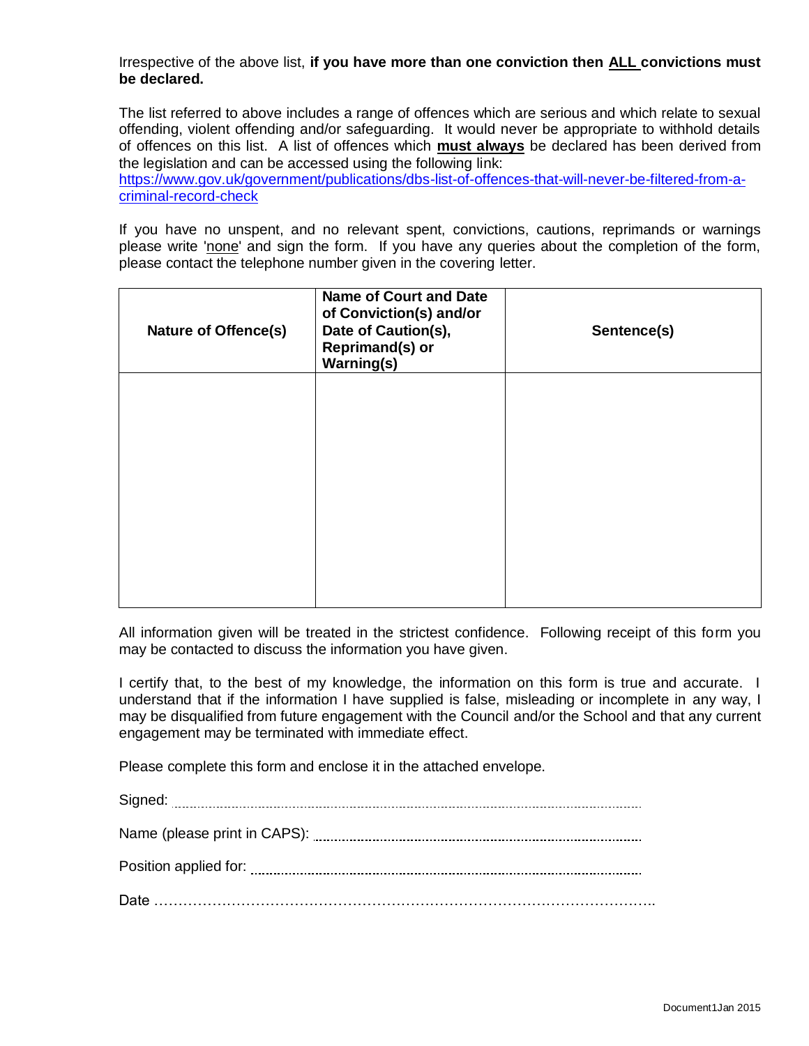Irrespective of the above list, **if you have more than one conviction then <u>ALL</u> convictions must be declared.**

The list referred to above includes a range of offences which are serious and which relate to sexual offending, violent offending and/or safeguarding. It would never be appropriate to withhold details of offences on this list. A list of offences which **<u>must always</u>** be declared has been derived from the legislation and can be accessed using the following link:
[https://www.gov.uk/government/publications/dbs-list-of-offences-that-will-never-be-filtered-from-a-criminal-record-check](https://www.gov.uk/government/publications/dbs-list-of-offences-that-will-never-be-filtered-from-a-criminal-record-check)

If you have no unspent, and no relevant spent, convictions, cautions, reprimands or warnings please write '<u>none</u>' and sign the form. If you have any queries about the completion of the form, please contact the telephone number given in the covering letter.

| Nature of Offence(s) | Name of Court and Date of Conviction(s) and/or Date of Caution(s), Reprimand(s) or Warning(s) | Sentence(s) |
|---|---|---|
| | | |

All information given will be treated in the strictest confidence. Following receipt of this form you may be contacted to discuss the information you have given.

I certify that, to the best of my knowledge, the information on this form is true and accurate. I understand that if the information I have supplied is false, misleading or incomplete in any way, I may be disqualified from future engagement with the Council and/or the School and that any current engagement may be terminated with immediate effect.

Please complete this form and enclose it in the attached envelope.

Signed: ..........................................................................................

Name (please print in CAPS): ..........................................................................

Position applied for: ..........................................................................

Date ..........................................................................................

Document1Jan 2015